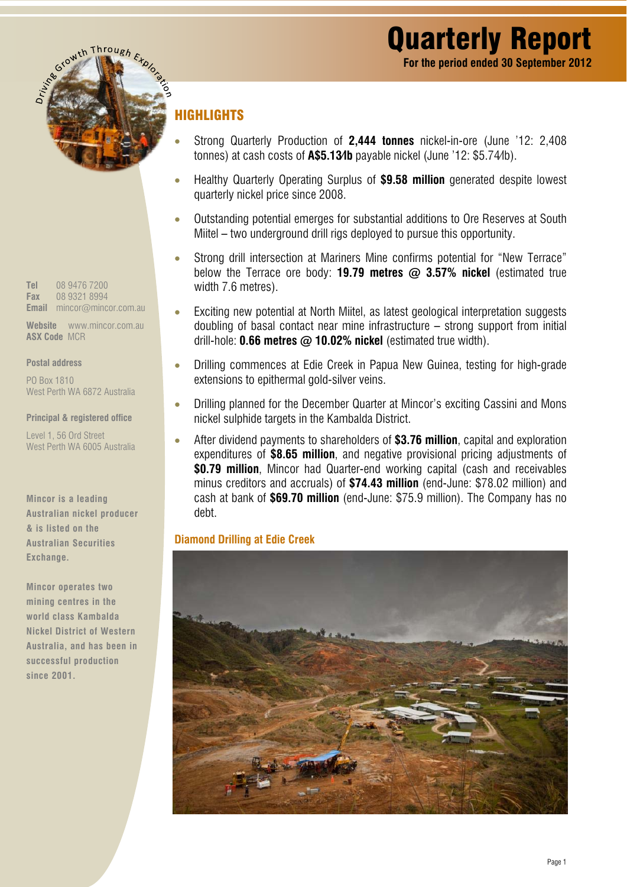# Quarterly Report

**For the period ended 30 September 2012**

Driving Growth Through Exploration

**Tel** 08 9476 7200
**Fax** 08 9321 8994
**Email** mincor@mincor.com.au

**Website** www.mincor.com.au
**ASX Code** MCR

**Postal address**

PO Box 1810
West Perth WA 6872 Australia

**Principal & registered office**

Level 1, 56 Ord Street
West Perth WA 6005 Australia

**Mincor is a leading Australian nickel producer & is listed on the Australian Securities Exchange.**

**Mincor operates two mining centres in the world class Kambalda Nickel District of Western Australia, and has been in successful production since 2001.**

## HIGHLIGHTS

- Strong Quarterly Production of **2,444 tonnes** nickel-in-ore (June '12: 2,408 tonnes) at cash costs of **A$5.13/lb** payable nickel (June '12: $5.74/lb).
- Healthy Quarterly Operating Surplus of **$9.58 million** generated despite lowest quarterly nickel price since 2008.
- Outstanding potential emerges for substantial additions to Ore Reserves at South Miitel – two underground drill rigs deployed to pursue this opportunity.
- Strong drill intersection at Mariners Mine confirms potential for "New Terrace" below the Terrace ore body: **19.79 metres @ 3.57% nickel** (estimated true width 7.6 metres).
- Exciting new potential at North Miitel, as latest geological interpretation suggests doubling of basal contact near mine infrastructure – strong support from initial drill-hole: **0.66 metres @ 10.02% nickel** (estimated true width).
- Drilling commences at Edie Creek in Papua New Guinea, testing for high-grade extensions to epithermal gold-silver veins.
- Drilling planned for the December Quarter at Mincor's exciting Cassini and Mons nickel sulphide targets in the Kambalda District.
- After dividend payments to shareholders of **$3.76 million**, capital and exploration expenditures of **$8.65 million**, and negative provisional pricing adjustments of **$0.79 million**, Mincor had Quarter-end working capital (cash and receivables minus creditors and accruals) of **$74.43 million** (end-June: $78.02 million) and cash at bank of **$69.70 million** (end-June: $75.9 million). The Company has no debt.

### Diamond Drilling at Edie Creek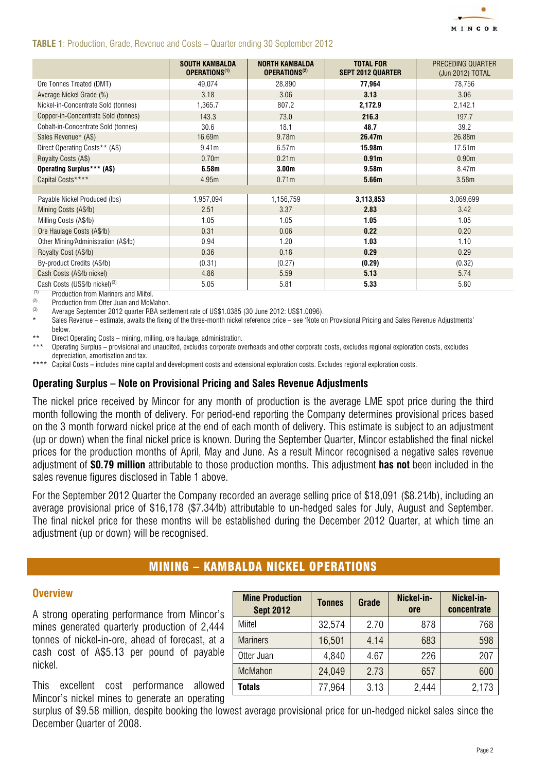**TABLE 1**: Production, Grade, Revenue and Costs – Quarter ending 30 September 2012

| | SOUTH KAMBALDA OPERATIONS[1] | NORTH KAMBALDA OPERATIONS[2] | TOTAL FOR SEPT 2012 QUARTER | PRECEDING QUARTER (Jun 2012) TOTAL |
|---|---|---|---|---|
| Ore Tonnes Treated (DMT) | 49,074 | 28,890 | **77,964** | 78,756 |
| Average Nickel Grade (%) | 3.18 | 3.06 | **3.13** | 3.06 |
| Nickel-in-Concentrate Sold (tonnes) | 1,365.7 | 807.2 | **2,172.9** | 2,142.1 |
| Copper-in-Concentrate Sold (tonnes) | 143.3 | 73.0 | **216.3** | 197.7 |
| Cobalt-in-Concentrate Sold (tonnes) | 30.6 | 18.1 | **48.7** | 39.2 |
| Sales Revenue* (A$) | 16.69m | 9.78m | **26.47m** | 26.88m |
| Direct Operating Costs** (A$) | 9.41m | 6.57m | **15.98m** | 17.51m |
| Royalty Costs (A$) | 0.70m | 0.21m | **0.91m** | 0.90m |
| **Operating Surplus*** (A$)** | **6.58m** | **3.00m** | **9.58m** | 8.47m |
| Capital Costs**** | 4.95m | 0.71m | **5.66m** | 3.58m |
| | | | | |
| Payable Nickel Produced (lbs) | 1,957,094 | 1,156,759 | **3,113,853** | 3,069,699 |
| Mining Costs (A$/lb) | 2.51 | 3.37 | **2.83** | 3.42 |
| Milling Costs (A$/lb) | 1.05 | 1.05 | **1.05** | 1.05 |
| Ore Haulage Costs (A$/lb) | 0.31 | 0.06 | **0.22** | 0.20 |
| Other Mining/Administration (A$/lb) | 0.94 | 1.20 | **1.03** | 1.10 |
| Royalty Cost (A$/lb) | 0.36 | 0.18 | **0.29** | 0.29 |
| By-product Credits (A$/lb) | (0.31) | (0.27) | **(0.29)** | (0.32) |
| Cash Costs (A$/lb nickel) | 4.86 | 5.59 | **5.13** | 5.74 |
| Cash Costs (US$/lb nickel)[3] | 5.05 | 5.81 | **5.33** | 5.80 |

[1] Production from Mariners and Miitel.
[2] Production from Otter Juan and McMahon.
[3] Average September 2012 quarter RBA settlement rate of US$1.0385 (30 June 2012: US$1.0096).
\* Sales Revenue – estimate, awaits the fixing of the three-month nickel reference price – see 'Note on Provisional Pricing and Sales Revenue Adjustments' below.
\** Direct Operating Costs – mining, milling, ore haulage, administration.
\*** Operating Surplus – provisional and unaudited, excludes corporate overheads and other corporate costs, excludes regional exploration costs, excludes depreciation, amortisation and tax.
\**** Capital Costs – includes mine capital and development costs and extensional exploration costs. Excludes regional exploration costs.

### Operating Surplus – Note on Provisional Pricing and Sales Revenue Adjustments

The nickel price received by Mincor for any month of production is the average LME spot price during the third month following the month of delivery. For period-end reporting the Company determines provisional prices based on the 3 month forward nickel price at the end of each month of delivery. This estimate is subject to an adjustment (up or down) when the final nickel price is known. During the September Quarter, Mincor established the final nickel prices for the production months of April, May and June. As a result Mincor recognised a negative sales revenue adjustment of **$0.79 million** attributable to those production months. This adjustment **has not** been included in the sales revenue figures disclosed in Table 1 above.

For the September 2012 Quarter the Company recorded an average selling price of $18,091 ($8.21/lb), including an average provisional price of $16,178 ($7.34/lb) attributable to un-hedged sales for July, August and September. The final nickel price for these months will be established during the December 2012 Quarter, at which time an adjustment (up or down) will be recognised.

## MINING – KAMBALDA NICKEL OPERATIONS

### Overview

A strong operating performance from Mincor's mines generated quarterly production of 2,444 tonnes of nickel-in-ore, ahead of forecast, at a cash cost of A$5.13 per pound of payable nickel.

| Mine Production Sept 2012 | Tonnes | Grade | Nickel-in-ore | Nickel-in-concentrate |
|---|---|---|---|---|
| Miitel | 32,574 | 2.70 | 878 | 768 |
| Mariners | 16,501 | 4.14 | 683 | 598 |
| Otter Juan | 4,840 | 4.67 | 226 | 207 |
| McMahon | 24,049 | 2.73 | 657 | 600 |
| **Totals** | 77,964 | 3.13 | 2,444 | 2,173 |

This excellent cost performance allowed Mincor's nickel mines to generate an operating surplus of $9.58 million, despite booking the lowest average provisional price for un-hedged nickel sales since the December Quarter of 2008.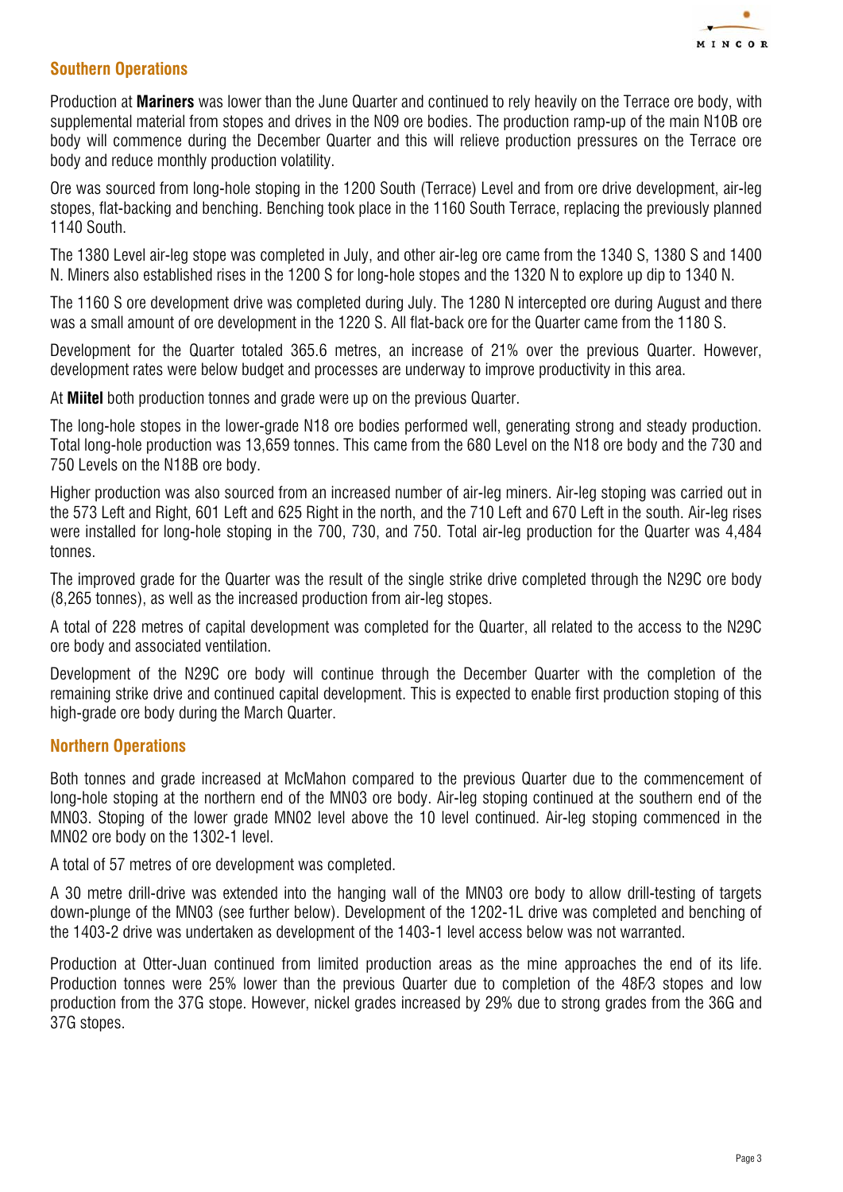## Southern Operations

Production at **Mariners** was lower than the June Quarter and continued to rely heavily on the Terrace ore body, with supplemental material from stopes and drives in the N09 ore bodies. The production ramp-up of the main N10B ore body will commence during the December Quarter and this will relieve production pressures on the Terrace ore body and reduce monthly production volatility.

Ore was sourced from long-hole stoping in the 1200 South (Terrace) Level and from ore drive development, air-leg stopes, flat-backing and benching. Benching took place in the 1160 South Terrace, replacing the previously planned 1140 South.

The 1380 Level air-leg stope was completed in July, and other air-leg ore came from the 1340 S, 1380 S and 1400 N. Miners also established rises in the 1200 S for long-hole stopes and the 1320 N to explore up dip to 1340 N.

The 1160 S ore development drive was completed during July. The 1280 N intercepted ore during August and there was a small amount of ore development in the 1220 S. All flat-back ore for the Quarter came from the 1180 S.

Development for the Quarter totaled 365.6 metres, an increase of 21% over the previous Quarter. However, development rates were below budget and processes are underway to improve productivity in this area.

At **Miitel** both production tonnes and grade were up on the previous Quarter.

The long-hole stopes in the lower-grade N18 ore bodies performed well, generating strong and steady production. Total long-hole production was 13,659 tonnes. This came from the 680 Level on the N18 ore body and the 730 and 750 Levels on the N18B ore body.

Higher production was also sourced from an increased number of air-leg miners. Air-leg stoping was carried out in the 573 Left and Right, 601 Left and 625 Right in the north, and the 710 Left and 670 Left in the south. Air-leg rises were installed for long-hole stoping in the 700, 730, and 750. Total air-leg production for the Quarter was 4,484 tonnes.

The improved grade for the Quarter was the result of the single strike drive completed through the N29C ore body (8,265 tonnes), as well as the increased production from air-leg stopes.

A total of 228 metres of capital development was completed for the Quarter, all related to the access to the N29C ore body and associated ventilation.

Development of the N29C ore body will continue through the December Quarter with the completion of the remaining strike drive and continued capital development. This is expected to enable first production stoping of this high-grade ore body during the March Quarter.

## Northern Operations

Both tonnes and grade increased at McMahon compared to the previous Quarter due to the commencement of long-hole stoping at the northern end of the MN03 ore body. Air-leg stoping continued at the southern end of the MN03. Stoping of the lower grade MN02 level above the 10 level continued. Air-leg stoping commenced in the MN02 ore body on the 1302-1 level.

A total of 57 metres of ore development was completed.

A 30 metre drill-drive was extended into the hanging wall of the MN03 ore body to allow drill-testing of targets down-plunge of the MN03 (see further below). Development of the 1202-1L drive was completed and benching of the 1403-2 drive was undertaken as development of the 1403-1 level access below was not warranted.

Production at Otter-Juan continued from limited production areas as the mine approaches the end of its life. Production tonnes were 25% lower than the previous Quarter due to completion of the 48F/3 stopes and low production from the 37G stope. However, nickel grades increased by 29% due to strong grades from the 36G and 37G stopes.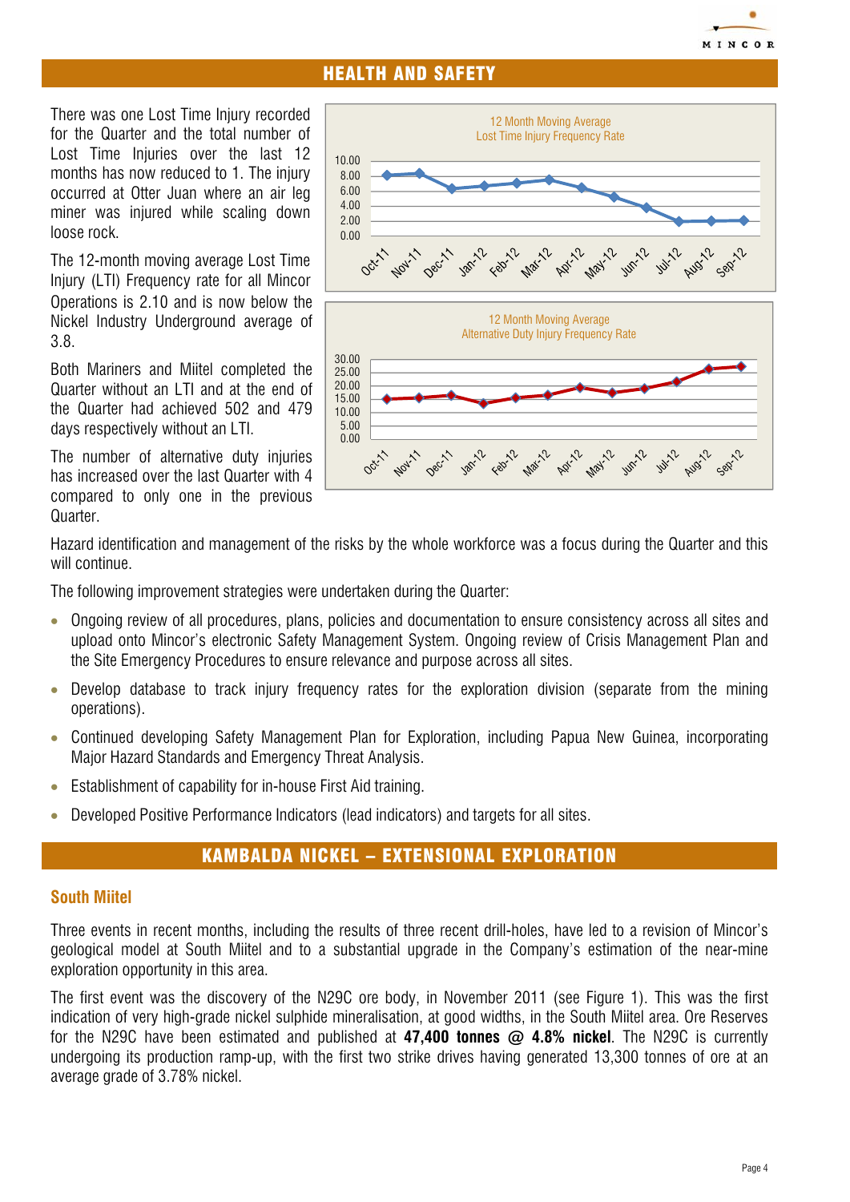## HEALTH AND SAFETY

There was one Lost Time Injury recorded for the Quarter and the total number of Lost Time Injuries over the last 12 months has now reduced to 1. The injury occurred at Otter Juan where an air leg miner was injured while scaling down loose rock.

The 12-month moving average Lost Time Injury (LTI) Frequency rate for all Mincor Operations is 2.10 and is now below the Nickel Industry Underground average of 3.8.

Both Mariners and Miitel completed the Quarter without an LTI and at the end of the Quarter had achieved 502 and 479 days respectively without an LTI.

The number of alternative duty injuries has increased over the last Quarter with 4 compared to only one in the previous Quarter.

Hazard identification and management of the risks by the whole workforce was a focus during the Quarter and this will continue.

The following improvement strategies were undertaken during the Quarter:

- Ongoing review of all procedures, plans, policies and documentation to ensure consistency across all sites and upload onto Mincor's electronic Safety Management System. Ongoing review of Crisis Management Plan and the Site Emergency Procedures to ensure relevance and purpose across all sites.
- Develop database to track injury frequency rates for the exploration division (separate from the mining operations).
- Continued developing Safety Management Plan for Exploration, including Papua New Guinea, incorporating Major Hazard Standards and Emergency Threat Analysis.
- Establishment of capability for in-house First Aid training.
- Developed Positive Performance Indicators (lead indicators) and targets for all sites.

## KAMBALDA NICKEL – EXTENSIONAL EXPLORATION

### South Miitel

Three events in recent months, including the results of three recent drill-holes, have led to a revision of Mincor's geological model at South Miitel and to a substantial upgrade in the Company's estimation of the near-mine exploration opportunity in this area.

The first event was the discovery of the N29C ore body, in November 2011 (see Figure 1). This was the first indication of very high-grade nickel sulphide mineralisation, at good widths, in the South Miitel area. Ore Reserves for the N29C have been estimated and published at **47,400 tonnes @ 4.8% nickel**. The N29C is currently undergoing its production ramp-up, with the first two strike drives having generated 13,300 tonnes of ore at an average grade of 3.78% nickel.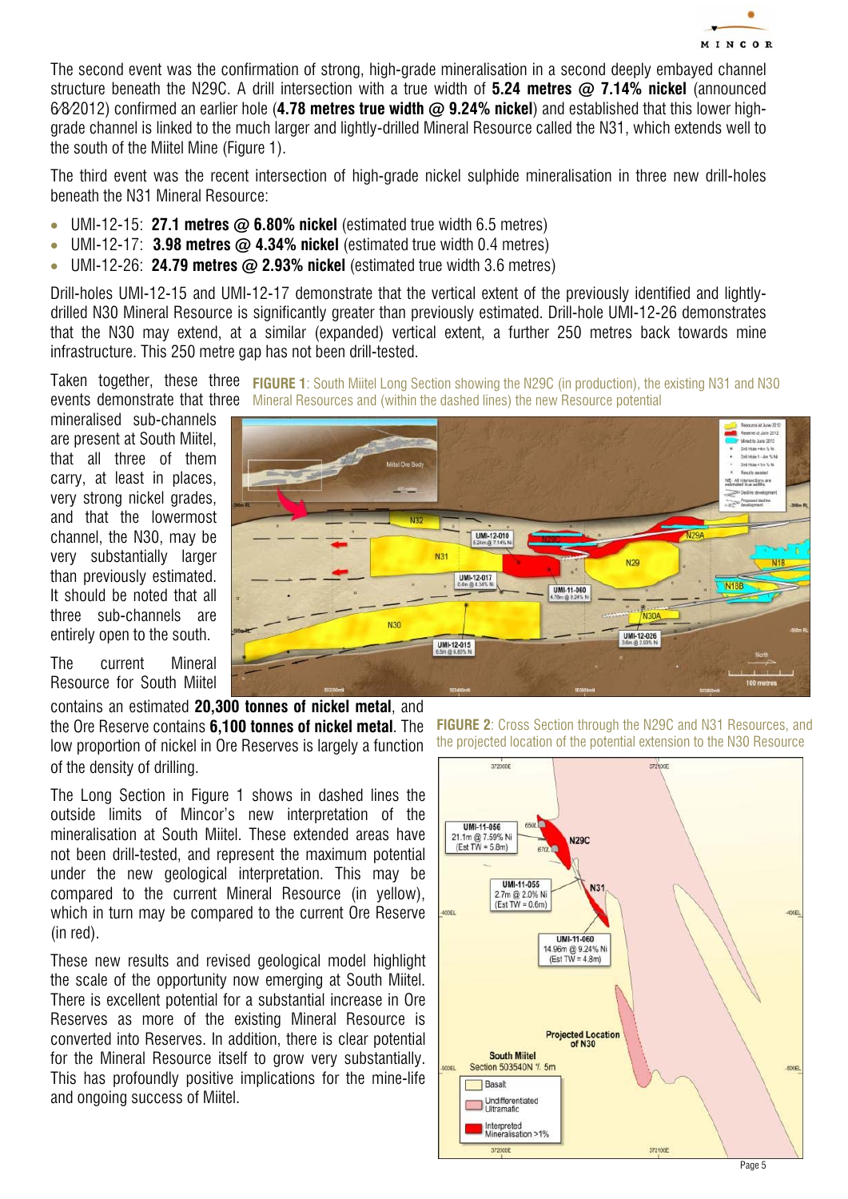The second event was the confirmation of strong, high-grade mineralisation in a second deeply embayed channel structure beneath the N29C. A drill intersection with a true width of **5.24 metres @ 7.14% nickel** (announced 6/8/2012) confirmed an earlier hole (**4.78 metres true width @ 9.24% nickel**) and established that this lower high-grade channel is linked to the much larger and lightly-drilled Mineral Resource called the N31, which extends well to the south of the Miitel Mine (Figure 1).

The third event was the recent intersection of high-grade nickel sulphide mineralisation in three new drill-holes beneath the N31 Mineral Resource:

- UMI-12-15: **27.1 metres @ 6.80% nickel** (estimated true width 6.5 metres)
- UMI-12-17: **3.98 metres @ 4.34% nickel** (estimated true width 0.4 metres)
- UMI-12-26: **24.79 metres @ 2.93% nickel** (estimated true width 3.6 metres)

Drill-holes UMI-12-15 and UMI-12-17 demonstrate that the vertical extent of the previously identified and lightly-drilled N30 Mineral Resource is significantly greater than previously estimated. Drill-hole UMI-12-26 demonstrates that the N30 may extend, at a similar (expanded) vertical extent, a further 250 metres back towards mine infrastructure. This 250 metre gap has not been drill-tested.

Taken together, these three events demonstrate that three mineralised sub-channels are present at South Miitel, that all three of them carry, at least in places, very strong nickel grades, and that the lowermost channel, the N30, may be very substantially larger than previously estimated. It should be noted that all three sub-channels are entirely open to the south.

**FIGURE 1**: South Miitel Long Section showing the N29C (in production), the existing N31 and N30 Mineral Resources and (within the dashed lines) the new Resource potential

The current Mineral Resource for South Miitel contains an estimated **20,300 tonnes of nickel metal**, and the Ore Reserve contains **6,100 tonnes of nickel metal**. The low proportion of nickel in Ore Reserves is largely a function of the density of drilling.

The Long Section in Figure 1 shows in dashed lines the outside limits of Mincor's new interpretation of the mineralisation at South Miitel. These extended areas have not been drill-tested, and represent the maximum potential under the new geological interpretation. This may be compared to the current Mineral Resource (in yellow), which in turn may be compared to the current Ore Reserve (in red).

These new results and revised geological model highlight the scale of the opportunity now emerging at South Miitel. There is excellent potential for a substantial increase in Ore Reserves as more of the existing Mineral Resource is converted into Reserves. In addition, there is clear potential for the Mineral Resource itself to grow very substantially. This has profoundly positive implications for the mine-life and ongoing success of Miitel.

**FIGURE 2**: Cross Section through the N29C and N31 Resources, and the projected location of the potential extension to the N30 Resource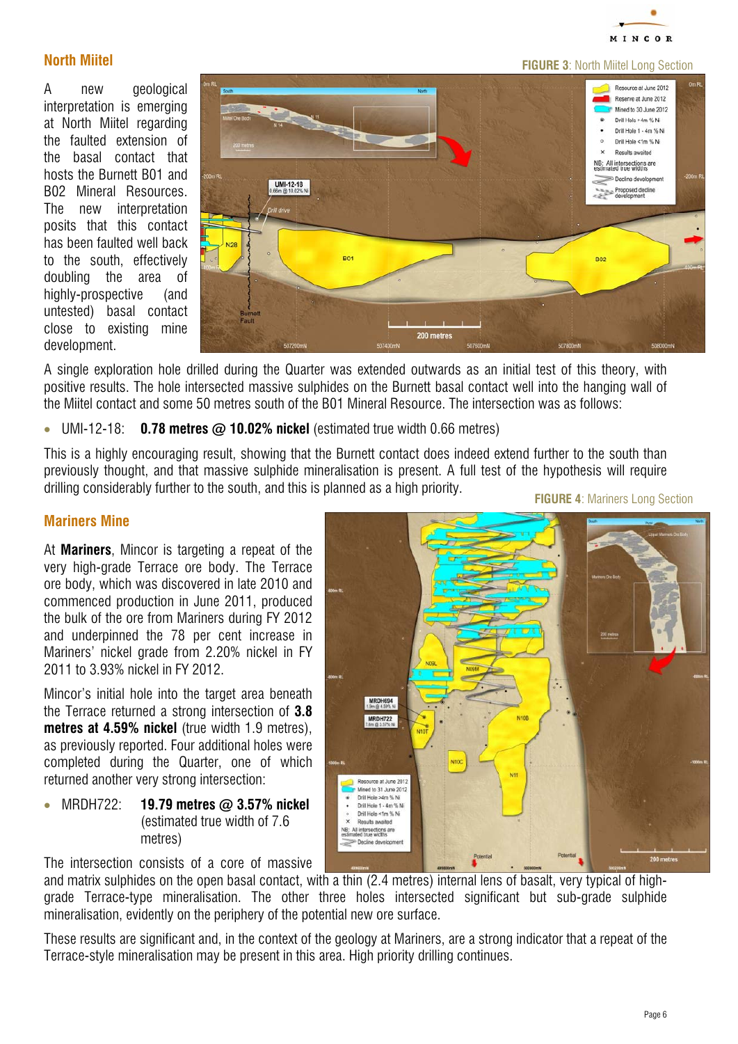## North Miitel

**FIGURE 3**: North Miitel Long Section

A new geological interpretation is emerging at North Miitel regarding the faulted extension of the basal contact that hosts the Burnett B01 and B02 Mineral Resources. The new interpretation posits that this contact has been faulted well back to the south, effectively doubling the area of highly-prospective (and untested) basal contact close to existing mine development.

A single exploration hole drilled during the Quarter was extended outwards as an initial test of this theory, with positive results. The hole intersected massive sulphides on the Burnett basal contact well into the hanging wall of the Miitel contact and some 50 metres south of the B01 Mineral Resource. The intersection was as follows:

- UMI-12-18: **0.78 metres @ 10.02% nickel** (estimated true width 0.66 metres)

This is a highly encouraging result, showing that the Burnett contact does indeed extend further to the south than previously thought, and that massive sulphide mineralisation is present. A full test of the hypothesis will require drilling considerably further to the south, and this is planned as a high priority.

## Mariners Mine

**FIGURE 4**: Mariners Long Section

At **Mariners**, Mincor is targeting a repeat of the very high-grade Terrace ore body. The Terrace ore body, which was discovered in late 2010 and commenced production in June 2011, produced the bulk of the ore from Mariners during FY 2012 and underpinned the 78 per cent increase in Mariners' nickel grade from 2.20% nickel in FY 2011 to 3.93% nickel in FY 2012.

Mincor's initial hole into the target area beneath the Terrace returned a strong intersection of **3.8 metres at 4.59% nickel** (true width 1.9 metres), as previously reported. Four additional holes were completed during the Quarter, one of which returned another very strong intersection:

- MRDH722: **19.79 metres @ 3.57% nickel** (estimated true width of 7.6 metres)

The intersection consists of a core of massive and matrix sulphides on the open basal contact, with a thin (2.4 metres) internal lens of basalt, very typical of high-grade Terrace-type mineralisation. The other three holes intersected significant but sub-grade sulphide mineralisation, evidently on the periphery of the potential new ore surface.

These results are significant and, in the context of the geology at Mariners, are a strong indicator that a repeat of the Terrace-style mineralisation may be present in this area. High priority drilling continues.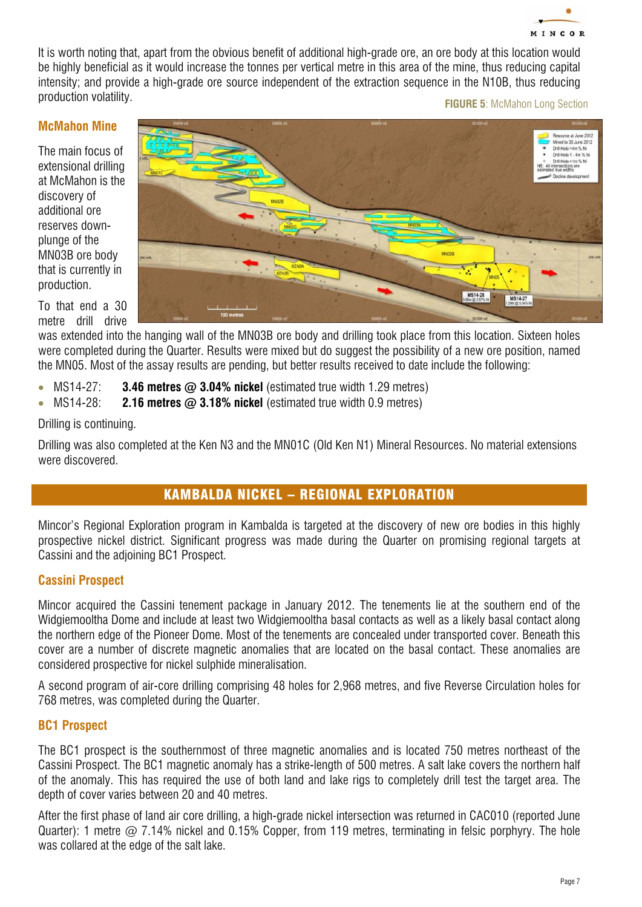It is worth noting that, apart from the obvious benefit of additional high-grade ore, an ore body at this location would be highly beneficial as it would increase the tonnes per vertical metre in this area of the mine, thus reducing capital intensity; and provide a high-grade ore source independent of the extraction sequence in the N10B, thus reducing production volatility.

**FIGURE 5**: McMahon Long Section

## McMahon Mine

The main focus of extensional drilling at McMahon is the discovery of additional ore reserves down-plunge of the MN03B ore body that is currently in production.

To that end a 30 metre drill drive was extended into the hanging wall of the MN03B ore body and drilling took place from this location. Sixteen holes were completed during the Quarter. Results were mixed but do suggest the possibility of a new ore position, named the MN05. Most of the assay results are pending, but better results received to date include the following:

- MS14-27: **3.46 metres @ 3.04% nickel** (estimated true width 1.29 metres)
- MS14-28: **2.16 metres @ 3.18% nickel** (estimated true width 0.9 metres)

Drilling is continuing.

Drilling was also completed at the Ken N3 and the MN01C (Old Ken N1) Mineral Resources. No material extensions were discovered.

# KAMBALDA NICKEL – REGIONAL EXPLORATION

Mincor's Regional Exploration program in Kambalda is targeted at the discovery of new ore bodies in this highly prospective nickel district. Significant progress was made during the Quarter on promising regional targets at Cassini and the adjoining BC1 Prospect.

## Cassini Prospect

Mincor acquired the Cassini tenement package in January 2012. The tenements lie at the southern end of the Widgiemooltha Dome and include at least two Widgiemooltha basal contacts as well as a likely basal contact along the northern edge of the Pioneer Dome. Most of the tenements are concealed under transported cover. Beneath this cover are a number of discrete magnetic anomalies that are located on the basal contact. These anomalies are considered prospective for nickel sulphide mineralisation.

A second program of air-core drilling comprising 48 holes for 2,968 metres, and five Reverse Circulation holes for 768 metres, was completed during the Quarter.

## BC1 Prospect

The BC1 prospect is the southernmost of three magnetic anomalies and is located 750 metres northeast of the Cassini Prospect. The BC1 magnetic anomaly has a strike-length of 500 metres. A salt lake covers the northern half of the anomaly. This has required the use of both land and lake rigs to completely drill test the target area. The depth of cover varies between 20 and 40 metres.

After the first phase of land air core drilling, a high-grade nickel intersection was returned in CAC010 (reported June Quarter): 1 metre @ 7.14% nickel and 0.15% Copper, from 119 metres, terminating in felsic porphyry. The hole was collared at the edge of the salt lake.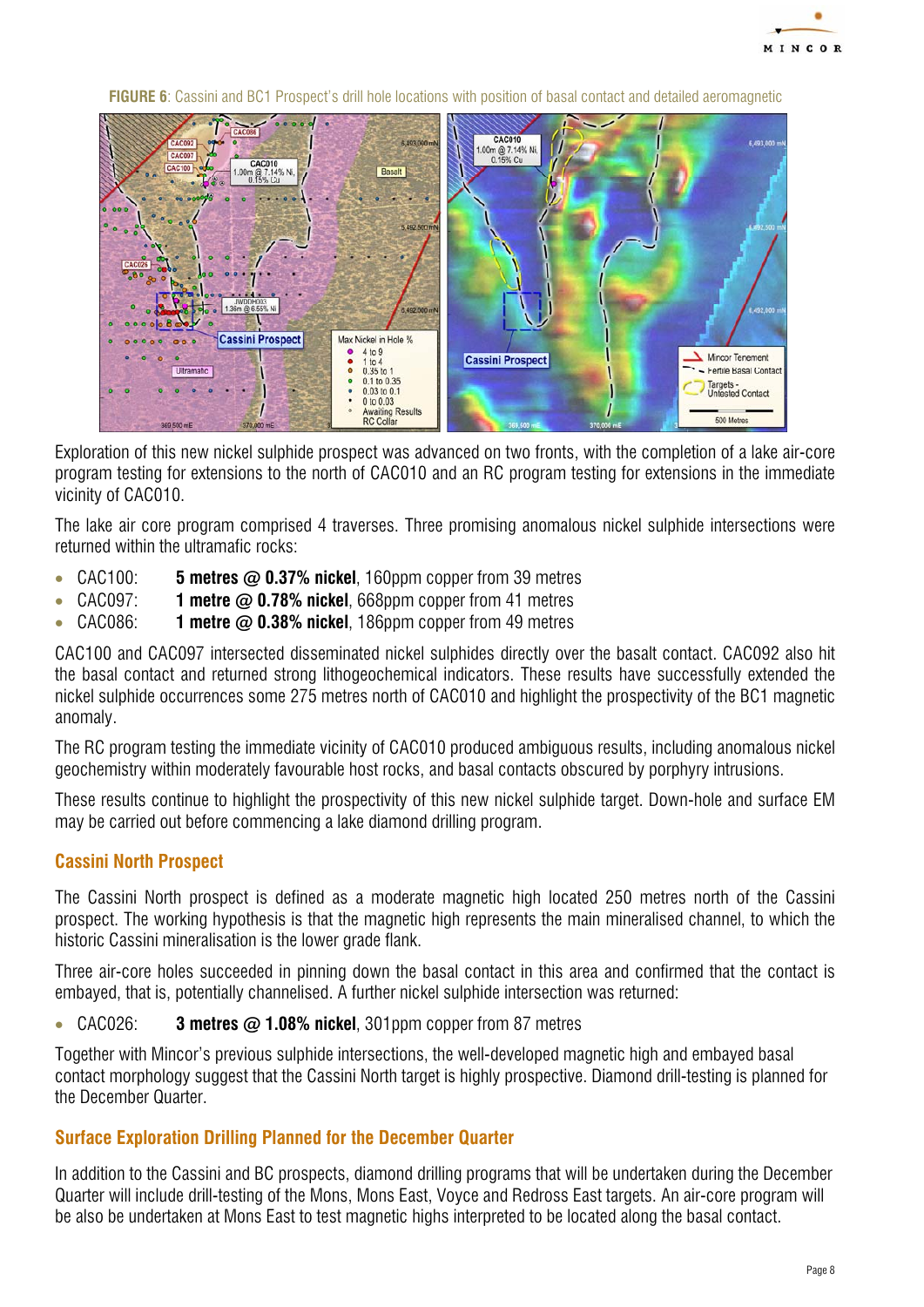**FIGURE 6**: Cassini and BC1 Prospect's drill hole locations with position of basal contact and detailed aeromagnetic

Exploration of this new nickel sulphide prospect was advanced on two fronts, with the completion of a lake air-core program testing for extensions to the north of CAC010 and an RC program testing for extensions in the immediate vicinity of CAC010.

The lake air core program comprised 4 traverses. Three promising anomalous nickel sulphide intersections were returned within the ultramafic rocks:

- CAC100: **5 metres @ 0.37% nickel**, 160ppm copper from 39 metres
- CAC097: **1 metre @ 0.78% nickel**, 668ppm copper from 41 metres
- CAC086: **1 metre @ 0.38% nickel**, 186ppm copper from 49 metres

CAC100 and CAC097 intersected disseminated nickel sulphides directly over the basalt contact. CAC092 also hit the basal contact and returned strong lithogeochemical indicators. These results have successfully extended the nickel sulphide occurrences some 275 metres north of CAC010 and highlight the prospectivity of the BC1 magnetic anomaly.

The RC program testing the immediate vicinity of CAC010 produced ambiguous results, including anomalous nickel geochemistry within moderately favourable host rocks, and basal contacts obscured by porphyry intrusions.

These results continue to highlight the prospectivity of this new nickel sulphide target. Down-hole and surface EM may be carried out before commencing a lake diamond drilling program.

## Cassini North Prospect

The Cassini North prospect is defined as a moderate magnetic high located 250 metres north of the Cassini prospect. The working hypothesis is that the magnetic high represents the main mineralised channel, to which the historic Cassini mineralisation is the lower grade flank.

Three air-core holes succeeded in pinning down the basal contact in this area and confirmed that the contact is embayed, that is, potentially channelised. A further nickel sulphide intersection was returned:

- CAC026: **3 metres @ 1.08% nickel**, 301ppm copper from 87 metres

Together with Mincor's previous sulphide intersections, the well-developed magnetic high and embayed basal contact morphology suggest that the Cassini North target is highly prospective. Diamond drill-testing is planned for the December Quarter.

## Surface Exploration Drilling Planned for the December Quarter

In addition to the Cassini and BC prospects, diamond drilling programs that will be undertaken during the December Quarter will include drill-testing of the Mons, Mons East, Voyce and Redross East targets. An air-core program will be also be undertaken at Mons East to test magnetic highs interpreted to be located along the basal contact.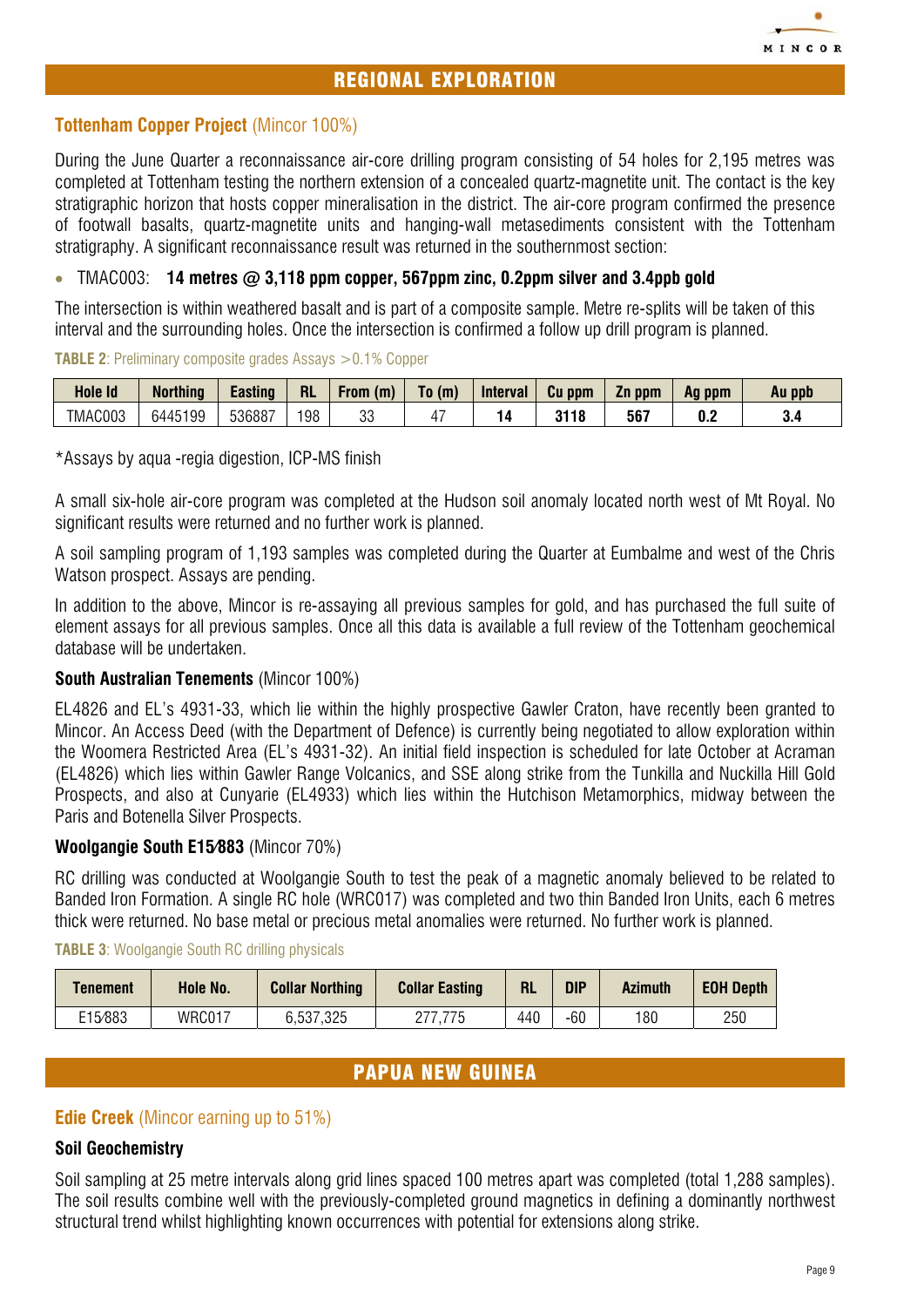# REGIONAL EXPLORATION

## Tottenham Copper Project (Mincor 100%)

During the June Quarter a reconnaissance air-core drilling program consisting of 54 holes for 2,195 metres was completed at Tottenham testing the northern extension of a concealed quartz-magnetite unit. The contact is the key stratigraphic horizon that hosts copper mineralisation in the district. The air-core program confirmed the presence of footwall basalts, quartz-magnetite units and hanging-wall metasediments consistent with the Tottenham stratigraphy. A significant reconnaissance result was returned in the southernmost section:

- TMAC003: **14 metres @ 3,118 ppm copper, 567ppm zinc, 0.2ppm silver and 3.4ppb gold**

The intersection is within weathered basalt and is part of a composite sample. Metre re-splits will be taken of this interval and the surrounding holes. Once the intersection is confirmed a follow up drill program is planned.

**TABLE 2**: Preliminary composite grades Assays >0.1% Copper

| Hole Id | Northing | Easting | RL | From (m) | To (m) | Interval | Cu ppm | Zn ppm | Ag ppm | Au ppb |
|---|---|---|---|---|---|---|---|---|---|---|
| TMAC003 | 6445199 | 536887 | 198 | 33 | 47 | **14** | **3118** | **567** | **0.2** | **3.4** |

*Assays by aqua -regia digestion, ICP-MS finish

A small six-hole air-core program was completed at the Hudson soil anomaly located north west of Mt Royal. No significant results were returned and no further work is planned.

A soil sampling program of 1,193 samples was completed during the Quarter at Eumbalme and west of the Chris Watson prospect. Assays are pending.

In addition to the above, Mincor is re-assaying all previous samples for gold, and has purchased the full suite of element assays for all previous samples. Once all this data is available a full review of the Tottenham geochemical database will be undertaken.

### South Australian Tenements (Mincor 100%)

EL4826 and EL's 4931-33, which lie within the highly prospective Gawler Craton, have recently been granted to Mincor. An Access Deed (with the Department of Defence) is currently being negotiated to allow exploration within the Woomera Restricted Area (EL's 4931-32). An initial field inspection is scheduled for late October at Acraman (EL4826) which lies within Gawler Range Volcanics, and SSE along strike from the Tunkilla and Nuckilla Hill Gold Prospects, and also at Cunyarie (EL4933) which lies within the Hutchison Metamorphics, midway between the Paris and Botenella Silver Prospects.

### Woolgangie South E15/883 (Mincor 70%)

RC drilling was conducted at Woolgangie South to test the peak of a magnetic anomaly believed to be related to Banded Iron Formation. A single RC hole (WRC017) was completed and two thin Banded Iron Units, each 6 metres thick were returned. No base metal or precious metal anomalies were returned. No further work is planned.

**TABLE 3**: Woolgangie South RC drilling physicals

| Tenement | Hole No. | Collar Northing | Collar Easting | RL | DIP | Azimuth | EOH Depth |
|---|---|---|---|---|---|---|---|
| E15/883 | WRC017 | 6,537,325 | 277,775 | 440 | -60 | 180 | 250 |

# PAPUA NEW GUINEA

## Edie Creek (Mincor earning up to 51%)

### Soil Geochemistry

Soil sampling at 25 metre intervals along grid lines spaced 100 metres apart was completed (total 1,288 samples). The soil results combine well with the previously-completed ground magnetics in defining a dominantly northwest structural trend whilst highlighting known occurrences with potential for extensions along strike.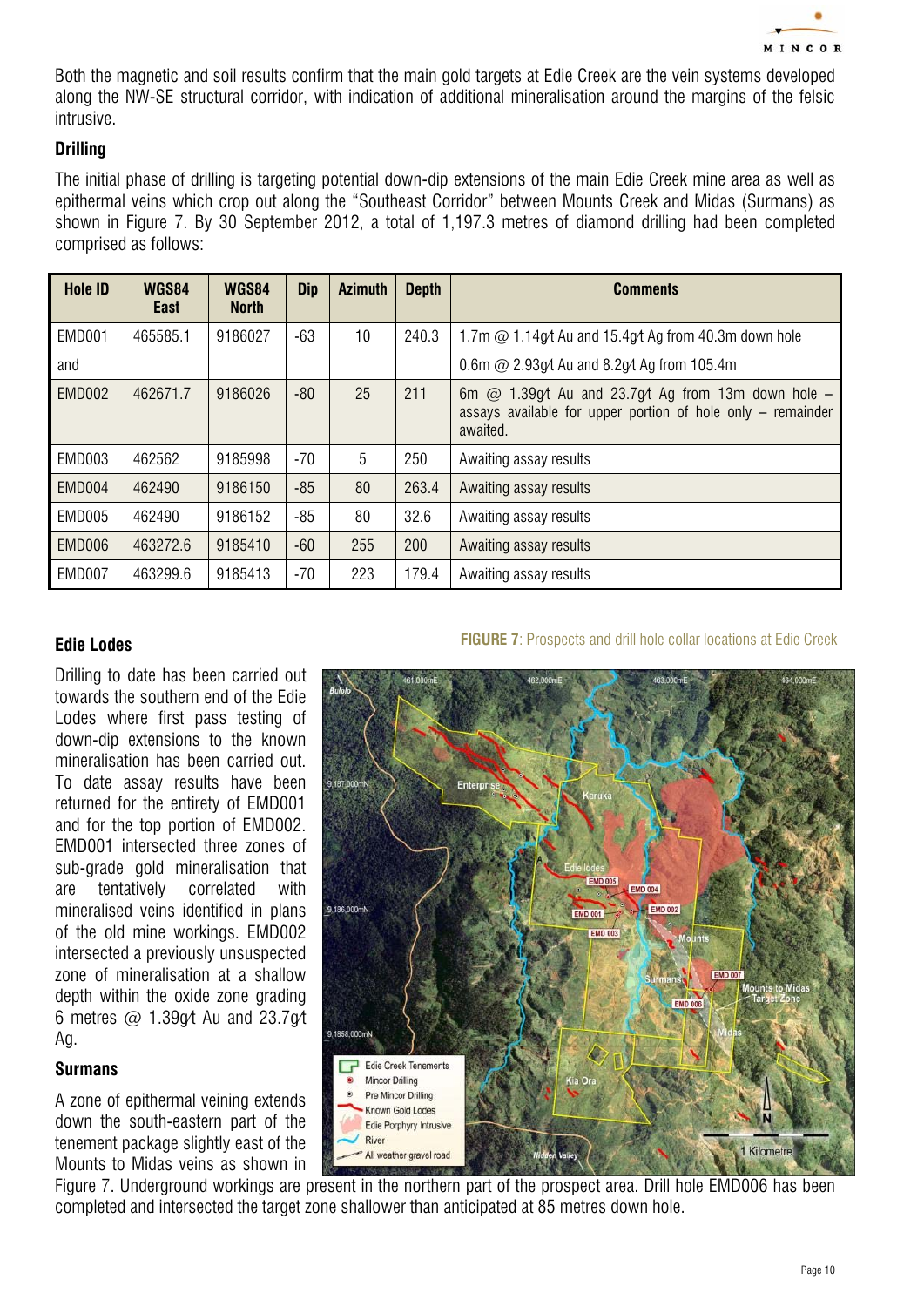Both the magnetic and soil results confirm that the main gold targets at Edie Creek are the vein systems developed along the NW-SE structural corridor, with indication of additional mineralisation around the margins of the felsic intrusive.

## Drilling

The initial phase of drilling is targeting potential down-dip extensions of the main Edie Creek mine area as well as epithermal veins which crop out along the "Southeast Corridor" between Mounts Creek and Midas (Surmans) as shown in Figure 7. By 30 September 2012, a total of 1,197.3 metres of diamond drilling had been completed comprised as follows:

| Hole ID | WGS84 East | WGS84 North | Dip | Azimuth | Depth | Comments |
|---|---|---|---|---|---|---|
| EMD001 | 465585.1 | 9186027 | -63 | 10 | 240.3 | 1.7m @ 1.14g/t Au and 15.4g/t Ag from 40.3m down hole |
| and | | | | | | 0.6m @ 2.93g/t Au and 8.2g/t Ag from 105.4m |
| EMD002 | 462671.7 | 9186026 | -80 | 25 | 211 | 6m @ 1.39g/t Au and 23.7g/t Ag from 13m down hole – assays available for upper portion of hole only – remainder awaited. |
| EMD003 | 462562 | 9185998 | -70 | 5 | 250 | Awaiting assay results |
| EMD004 | 462490 | 9186150 | -85 | 80 | 263.4 | Awaiting assay results |
| EMD005 | 462490 | 9186152 | -85 | 80 | 32.6 | Awaiting assay results |
| EMD006 | 463272.6 | 9185410 | -60 | 255 | 200 | Awaiting assay results |
| EMD007 | 463299.6 | 9185413 | -70 | 223 | 179.4 | Awaiting assay results |

### Edie Lodes

Drilling to date has been carried out towards the southern end of the Edie Lodes where first pass testing of down-dip extensions to the known mineralisation has been carried out. To date assay results have been returned for the entirety of EMD001 and for the top portion of EMD002. EMD001 intersected three zones of sub-grade gold mineralisation that are tentatively correlated with mineralised veins identified in plans of the old mine workings. EMD002 intersected a previously unsuspected zone of mineralisation at a shallow depth within the oxide zone grading 6 metres @ 1.39g/t Au and 23.7g/t Ag.

**FIGURE 7**: Prospects and drill hole collar locations at Edie Creek

### Surmans

A zone of epithermal veining extends down the south-eastern part of the tenement package slightly east of the Mounts to Midas veins as shown in Figure 7. Underground workings are present in the northern part of the prospect area. Drill hole EMD006 has been completed and intersected the target zone shallower than anticipated at 85 metres down hole.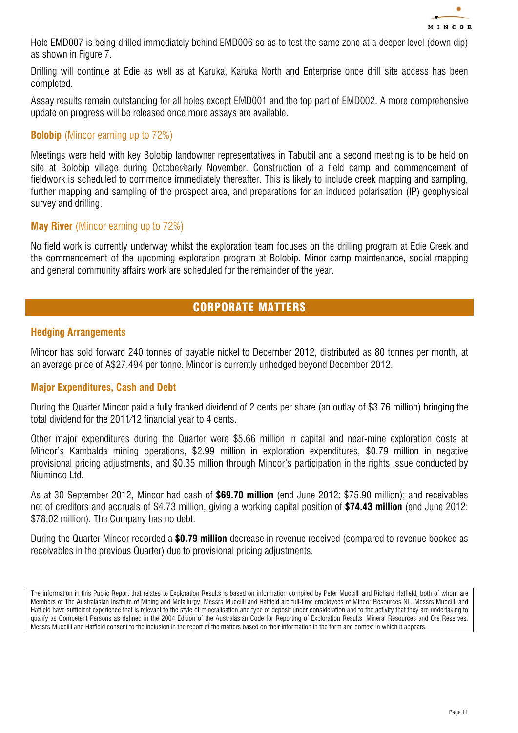Hole EMD007 is being drilled immediately behind EMD006 so as to test the same zone at a deeper level (down dip) as shown in Figure 7.

Drilling will continue at Edie as well as at Karuka, Karuka North and Enterprise once drill site access has been completed.

Assay results remain outstanding for all holes except EMD001 and the top part of EMD002. A more comprehensive update on progress will be released once more assays are available.

### **Bolobip** (Mincor earning up to 72%)

Meetings were held with key Bolobip landowner representatives in Tabubil and a second meeting is to be held on site at Bolobip village during October/early November. Construction of a field camp and commencement of fieldwork is scheduled to commence immediately thereafter. This is likely to include creek mapping and sampling, further mapping and sampling of the prospect area, and preparations for an induced polarisation (IP) geophysical survey and drilling.

### **May River** (Mincor earning up to 72%)

No field work is currently underway whilst the exploration team focuses on the drilling program at Edie Creek and the commencement of the upcoming exploration program at Bolobip. Minor camp maintenance, social mapping and general community affairs work are scheduled for the remainder of the year.

## CORPORATE MATTERS

### Hedging Arrangements

Mincor has sold forward 240 tonnes of payable nickel to December 2012, distributed as 80 tonnes per month, at an average price of A$27,494 per tonne. Mincor is currently unhedged beyond December 2012.

### Major Expenditures, Cash and Debt

During the Quarter Mincor paid a fully franked dividend of 2 cents per share (an outlay of $3.76 million) bringing the total dividend for the 2011/12 financial year to 4 cents.

Other major expenditures during the Quarter were $5.66 million in capital and near-mine exploration costs at Mincor's Kambalda mining operations, $2.99 million in exploration expenditures, $0.79 million in negative provisional pricing adjustments, and $0.35 million through Mincor's participation in the rights issue conducted by Niuminco Ltd.

As at 30 September 2012, Mincor had cash of **$69.70 million** (end June 2012: $75.90 million); and receivables net of creditors and accruals of $4.73 million, giving a working capital position of **$74.43 million** (end June 2012: $78.02 million). The Company has no debt.

During the Quarter Mincor recorded a **$0.79 million** decrease in revenue received (compared to revenue booked as receivables in the previous Quarter) due to provisional pricing adjustments.

The information in this Public Report that relates to Exploration Results is based on information compiled by Peter Muccilli and Richard Hatfield, both of whom are Members of The Australasian Institute of Mining and Metallurgy. Messrs Muccilli and Hatfield are full-time employees of Mincor Resources NL. Messrs Muccilli and Hatfield have sufficient experience that is relevant to the style of mineralisation and type of deposit under consideration and to the activity that they are undertaking to qualify as Competent Persons as defined in the 2004 Edition of the Australasian Code for Reporting of Exploration Results, Mineral Resources and Ore Reserves. Messrs Muccilli and Hatfield consent to the inclusion in the report of the matters based on their information in the form and context in which it appears.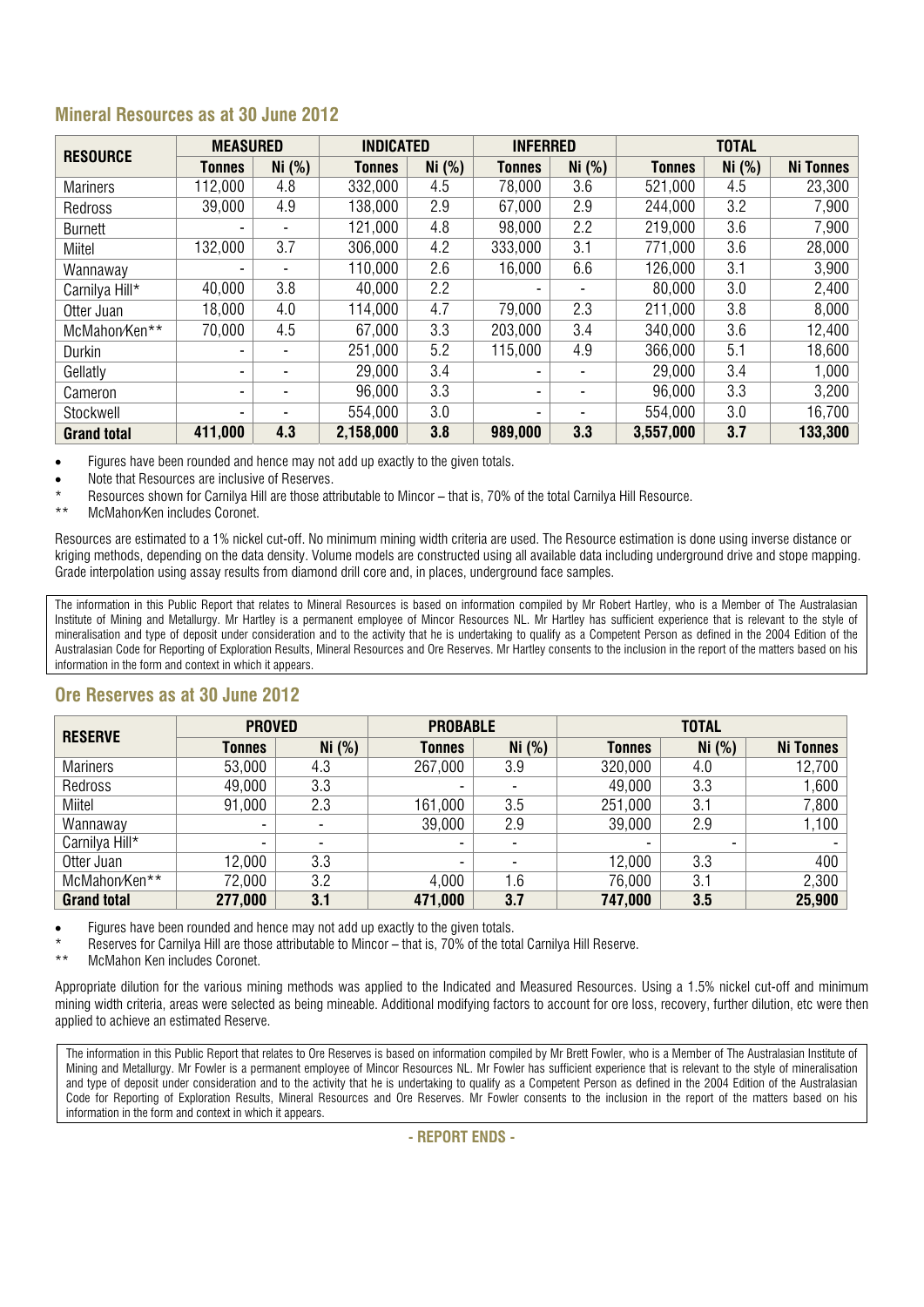## Mineral Resources as at 30 June 2012

| RESOURCE | MEASURED | | INDICATED | | INFERRED | | TOTAL | | |
|---|---|---|---|---|---|---|---|---|---|
| | Tonnes | Ni (%) | Tonnes | Ni (%) | Tonnes | Ni (%) | Tonnes | Ni (%) | Ni Tonnes |
| Mariners | 112,000 | 4.8 | 332,000 | 4.5 | 78,000 | 3.6 | 521,000 | 4.5 | 23,300 |
| Redross | 39,000 | 4.9 | 138,000 | 2.9 | 67,000 | 2.9 | 244,000 | 3.2 | 7,900 |
| Burnett | - | - | 121,000 | 4.8 | 98,000 | 2.2 | 219,000 | 3.6 | 7,900 |
| Miitel | 132,000 | 3.7 | 306,000 | 4.2 | 333,000 | 3.1 | 771,000 | 3.6 | 28,000 |
| Wannaway | - | - | 110,000 | 2.6 | 16,000 | 6.6 | 126,000 | 3.1 | 3,900 |
| Carnilya Hill* | 40,000 | 3.8 | 40,000 | 2.2 | - | - | 80,000 | 3.0 | 2,400 |
| Otter Juan | 18,000 | 4.0 | 114,000 | 4.7 | 79,000 | 2.3 | 211,000 | 3.8 | 8,000 |
| McMahon/Ken** | 70,000 | 4.5 | 67,000 | 3.3 | 203,000 | 3.4 | 340,000 | 3.6 | 12,400 |
| Durkin | - | - | 251,000 | 5.2 | 115,000 | 4.9 | 366,000 | 5.1 | 18,600 |
| Gellatly | - | - | 29,000 | 3.4 | - | - | 29,000 | 3.4 | 1,000 |
| Cameron | - | - | 96,000 | 3.3 | - | - | 96,000 | 3.3 | 3,200 |
| Stockwell | - | - | 554,000 | 3.0 | - | - | 554,000 | 3.0 | 16,700 |
| **Grand total** | **411,000** | **4.3** | **2,158,000** | **3.8** | **989,000** | **3.3** | **3,557,000** | **3.7** | **133,300** |

- Figures have been rounded and hence may not add up exactly to the given totals.
- Note that Resources are inclusive of Reserves.

\* Resources shown for Carnilya Hill are those attributable to Mincor – that is, 70% of the total Carnilya Hill Resource.

\*\* McMahon/Ken includes Coronet.

Resources are estimated to a 1% nickel cut-off. No minimum mining width criteria are used. The Resource estimation is done using inverse distance or kriging methods, depending on the data density. Volume models are constructed using all available data including underground drive and stope mapping. Grade interpolation using assay results from diamond drill core and, in places, underground face samples.

The information in this Public Report that relates to Mineral Resources is based on information compiled by Mr Robert Hartley, who is a Member of The Australasian Institute of Mining and Metallurgy. Mr Hartley is a permanent employee of Mincor Resources NL. Mr Hartley has sufficient experience that is relevant to the style of mineralisation and type of deposit under consideration and to the activity that he is undertaking to qualify as a Competent Person as defined in the 2004 Edition of the Australasian Code for Reporting of Exploration Results, Mineral Resources and Ore Reserves. Mr Hartley consents to the inclusion in the report of the matters based on his information in the form and context in which it appears.

## Ore Reserves as at 30 June 2012

| RESERVE | PROVED | | PROBABLE | | TOTAL | | |
|---|---|---|---|---|---|---|---|
| | Tonnes | Ni (%) | Tonnes | Ni (%) | Tonnes | Ni (%) | Ni Tonnes |
| Mariners | 53,000 | 4.3 | 267,000 | 3.9 | 320,000 | 4.0 | 12,700 |
| Redross | 49,000 | 3.3 | - | - | 49,000 | 3.3 | 1,600 |
| Miitel | 91,000 | 2.3 | 161,000 | 3.5 | 251,000 | 3.1 | 7,800 |
| Wannaway | - | - | 39,000 | 2.9 | 39,000 | 2.9 | 1,100 |
| Carnilya Hill* | - | - | - | - | - | - | - |
| Otter Juan | 12,000 | 3.3 | - | - | 12,000 | 3.3 | 400 |
| McMahon/Ken** | 72,000 | 3.2 | 4,000 | 1.6 | 76,000 | 3.1 | 2,300 |
| **Grand total** | **277,000** | **3.1** | **471,000** | **3.7** | **747,000** | **3.5** | **25,900** |

- Figures have been rounded and hence may not add up exactly to the given totals.

\* Reserves for Carnilya Hill are those attributable to Mincor – that is, 70% of the total Carnilya Hill Reserve.

\*\* McMahon Ken includes Coronet.

Appropriate dilution for the various mining methods was applied to the Indicated and Measured Resources. Using a 1.5% nickel cut-off and minimum mining width criteria, areas were selected as being mineable. Additional modifying factors to account for ore loss, recovery, further dilution, etc were then applied to achieve an estimated Reserve.

The information in this Public Report that relates to Ore Reserves is based on information compiled by Mr Brett Fowler, who is a Member of The Australasian Institute of Mining and Metallurgy. Mr Fowler is a permanent employee of Mincor Resources NL. Mr Fowler has sufficient experience that is relevant to the style of mineralisation and type of deposit under consideration and to the activity that he is undertaking to qualify as a Competent Person as defined in the 2004 Edition of the Australasian Code for Reporting of Exploration Results, Mineral Resources and Ore Reserves. Mr Fowler consents to the inclusion in the report of the matters based on his information in the form and context in which it appears.

**- REPORT ENDS -**